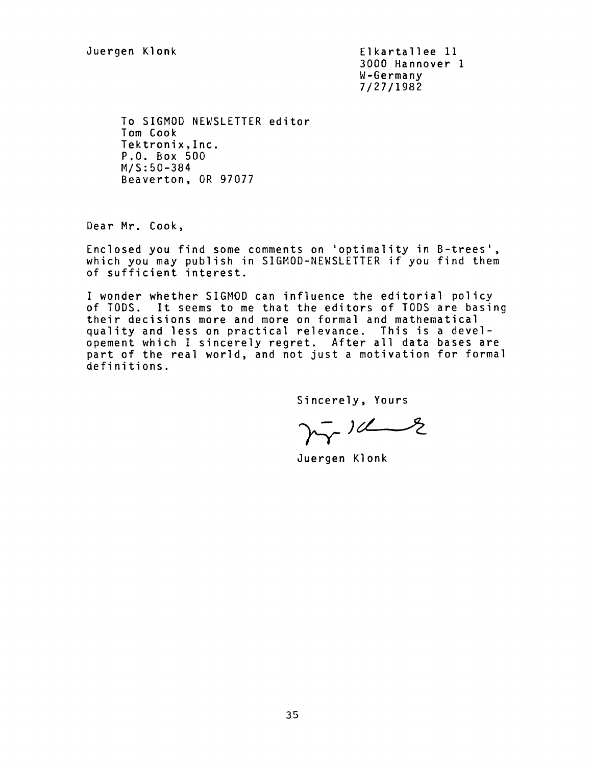Juergen Klonk

Elkartallee 11
3000 Hannover 1
W-Germany
7/27/1982

To SIGMOD NEWSLETTER editor
Tom Cook
Tektronix, Inc.
P.O. Box 500
M/S:50-384
Beaverton, OR 97077

Dear Mr. Cook,

Enclosed you find some comments on 'optimality in B-trees', which you may publish in SIGMOD-NEWSLETTER if you find them of sufficient interest.

I wonder whether SIGMOD can influence the editorial policy of TODS. It seems to me that the editors of TODS are basing their decisions more and more on formal and mathematical quality and less on practical relevance. This is a developement which I sincerely regret. After all data bases are part of the real world, and not just a motivation for formal definitions.

Sincerely, Yours

Juergen Klonk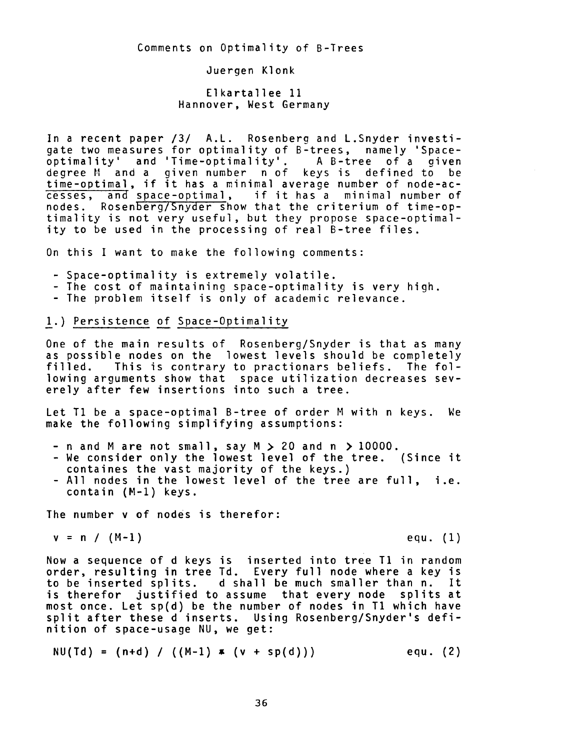Comments on Optimality of B-Trees

Juergen Klonk

Elkartallee 11
Hannover, West Germany

In a recent paper /3/ A.L. Rosenberg and L.Snyder investigate two measures for optimality of B-trees, namely 'Space-optimality' and 'Time-optimality'. A B-tree of a given degree M and a given number n of keys is defined to be <u>time-optimal</u>, if it has a minimal average number of node-accesses, and <u>space-optimal</u>, if it has a minimal number of nodes. Rosenberg/Snyder show that the criterium of time-optimality is not very useful, but they propose space-optimality to be used in the processing of real B-tree files.

On this I want to make the following comments:

- Space-optimality is extremely volatile.
- The cost of maintaining space-optimality is very high.
- The problem itself is only of academic relevance.

## 1.) Persistence of Space-Optimality

One of the main results of Rosenberg/Snyder is that as many as possible nodes on the lowest levels should be completely filled. This is contrary to practionars beliefs. The following arguments show that space utilization decreases severely after few insertions into such a tree.

Let T1 be a space-optimal B-tree of order M with n keys. We make the following simplifying assumptions:

- n and M are not small, say $M > 20$ and $n > 10000$.
- We consider only the lowest level of the tree. (Since it containes the vast majority of the keys.)
- All nodes in the lowest level of the tree are full, i.e. contain (M-1) keys.

The number v of nodes is therefor:

$$v = n / (M-1) \qquad \text{equ. (1)}$$

Now a sequence of d keys is inserted into tree T1 in random order, resulting in tree Td. Every full node where a key is to be inserted splits. d shall be much smaller than n. It is therefor justified to assume that every node splits at most once. Let sp(d) be the number of nodes in T1 which have split after these d inserts. Using Rosenberg/Snyder's definition of space-usage NU, we get:

$$NU(Td) = (n+d) / ((M-1) * (v + sp(d))) \qquad \text{equ. (2)}$$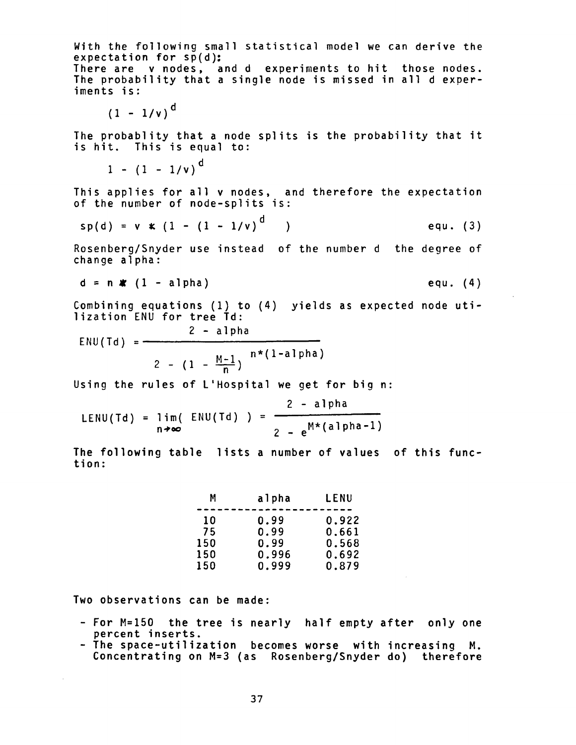With the following small statistical model we can derive the expectation for sp(d):
There are v nodes, and d experiments to hit those nodes. The probability that a single node is missed in all d experiments is:

$$(1 - 1/v)^{d}$$

The probablity that a node splits is the probability that it is hit. This is equal to:

$$1 - (1 - 1/v)^{d}$$

This applies for all v nodes, and therefore the expectation of the number of node-splits is:

$$sp(d) = v * (1 - (1 - 1/v)^{d}) \qquad \text{equ. (3)}$$

Rosenberg/Snyder use instead of the number d the degree of change alpha:

$$d = n * (1 - alpha) \qquad \text{equ. (4)}$$

Combining equations (1) to (4) yields as expected node utilization ENU for tree Td:

$$ENU(Td) = \frac{2 - alpha}{2 - (1 - \frac{M-1}{n})^{n*(1-alpha)}}$$

Using the rules of L'Hospital we get for big n:

$$LENU(Td) = \lim_{n \to \infty}( ENU(Td) ) = \frac{2 - alpha}{2 - e^{M*(alpha-1)}}$$

The following table lists a number of values of this function:

| M | alpha | LENU |
|---|---|---|
| 10 | 0.99 | 0.922 |
| 75 | 0.99 | 0.661 |
| 150 | 0.99 | 0.568 |
| 150 | 0.996 | 0.692 |
| 150 | 0.999 | 0.879 |

Two observations can be made:

- For M=150 the tree is nearly half empty after only one percent inserts.
- The space-utilization becomes worse with increasing M. Concentrating on M=3 (as Rosenberg/Snyder do) therefore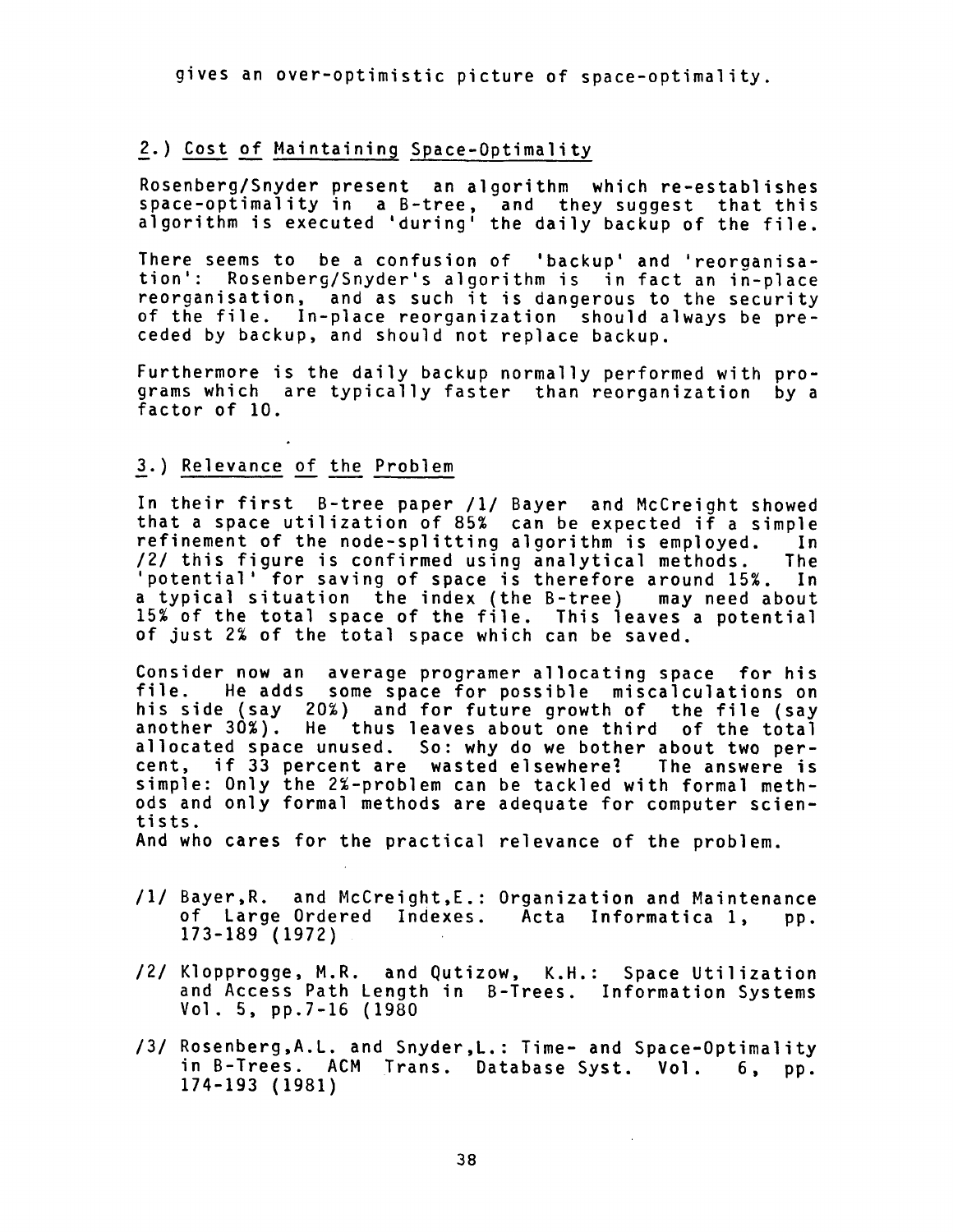gives an over-optimistic picture of space-optimality.

## 2.) Cost of Maintaining Space-Optimality

Rosenberg/Snyder present an algorithm which re-establishes space-optimality in a B-tree, and they suggest that this algorithm is executed 'during' the daily backup of the file.

There seems to be a confusion of 'backup' and 'reorganisation': Rosenberg/Snyder's algorithm is in fact an in-place reorganisation, and as such it is dangerous to the security of the file. In-place reorganization should always be preceded by backup, and should not replace backup.

Furthermore is the daily backup normally performed with programs which are typically faster than reorganization by a factor of 10.

## 3.) Relevance of the Problem

In their first B-tree paper /1/ Bayer and McCreight showed that a space utilization of 85% can be expected if a simple refinement of the node-splitting algorithm is employed. In /2/ this figure is confirmed using analytical methods. The 'potential' for saving of space is therefore around 15%. In a typical situation the index (the B-tree) may need about 15% of the total space of the file. This leaves a potential of just 2% of the total space which can be saved.

Consider now an average programer allocating space for his file. He adds some space for possible miscalculations on his side (say 20%) and for future growth of the file (say another 30%). He thus leaves about one third of the total allocated space unused. So: why do we bother about two percent, if 33 percent are wasted elsewhere? The answere is simple: Only the 2%-problem can be tackled with formal methods and only formal methods are adequate for computer scientists.
And who cares for the practical relevance of the problem.

/1/ Bayer,R. and McCreight,E.: Organization and Maintenance of Large Ordered Indexes. Acta Informatica 1, pp. 173-189 (1972)

/2/ Klopprogge, M.R. and Qutizow, K.H.: Space Utilization and Access Path Length in B-Trees. Information Systems Vol. 5, pp.7-16 (1980

/3/ Rosenberg,A.L. and Snyder,L.: Time- and Space-Optimality in B-Trees. ACM Trans. Database Syst. Vol. 6, pp. 174-193 (1981)